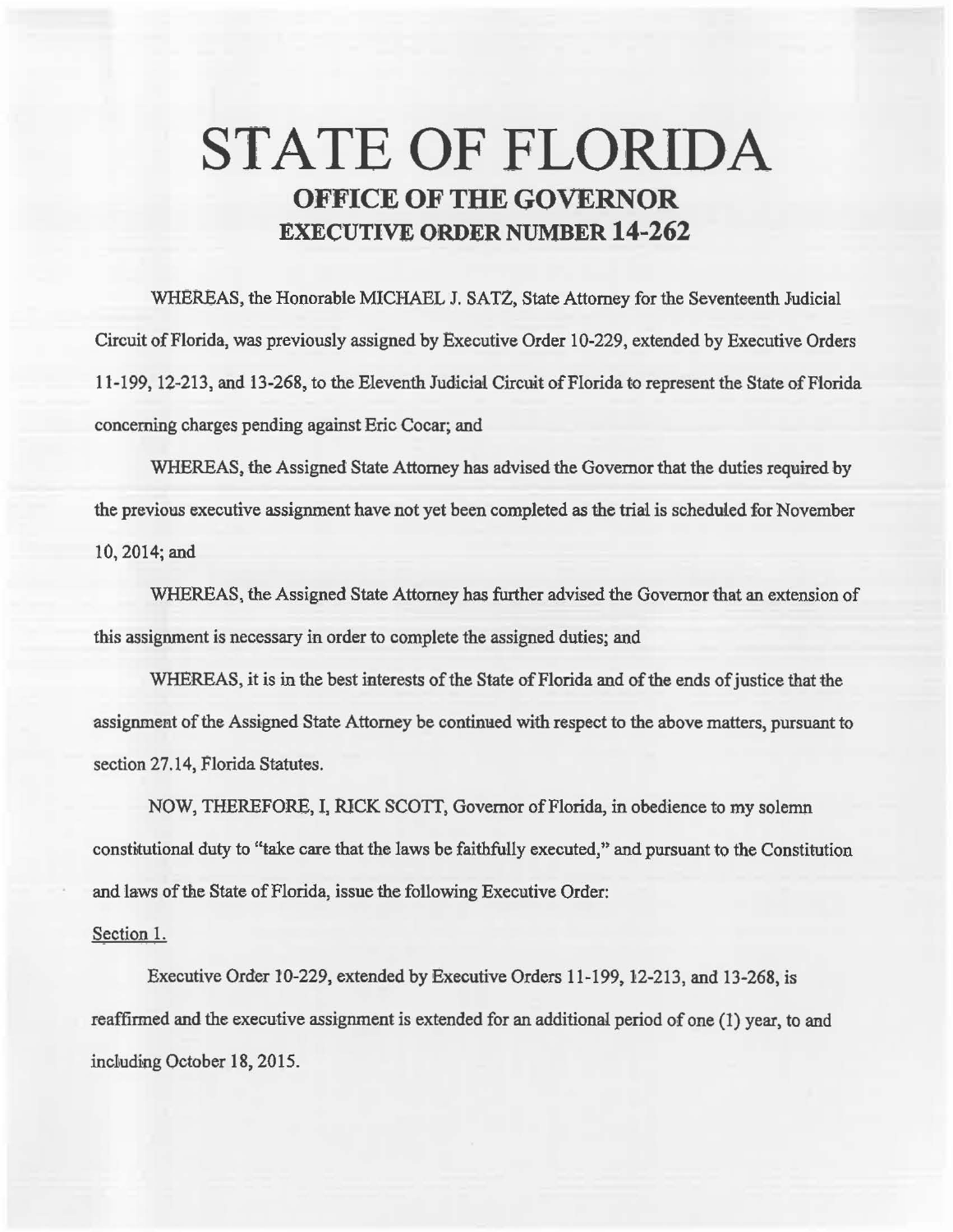# STATE OF FLORIDA
## OFFICE OF THE GOVERNOR
## EXECUTIVE ORDER NUMBER 14-262

WHEREAS, the Honorable MICHAEL J. SATZ, State Attorney for the Seventeenth Judicial Circuit of Florida, was previously assigned by Executive Order 10-229, extended by Executive Orders 11-199, 12-213, and 13-268, to the Eleventh Judicial Circuit of Florida to represent the State of Florida concerning charges pending against Eric Cocar; and

WHEREAS, the Assigned State Attorney has advised the Governor that the duties required by the previous executive assignment have not yet been completed as the trial is scheduled for November 10, 2014; and

WHEREAS, the Assigned State Attorney has further advised the Governor that an extension of this assignment is necessary in order to complete the assigned duties; and

WHEREAS, it is in the best interests of the State of Florida and of the ends of justice that the assignment of the Assigned State Attorney be continued with respect to the above matters, pursuant to section 27.14, Florida Statutes.

NOW, THEREFORE, I, RICK SCOTT, Governor of Florida, in obedience to my solemn constitutional duty to "take care that the laws be faithfully executed," and pursuant to the Constitution and laws of the State of Florida, issue the following Executive Order:

Section 1.

Executive Order 10-229, extended by Executive Orders 11-199, 12-213, and 13-268, is reaffirmed and the executive assignment is extended for an additional period of one (1) year, to and including October 18, 2015.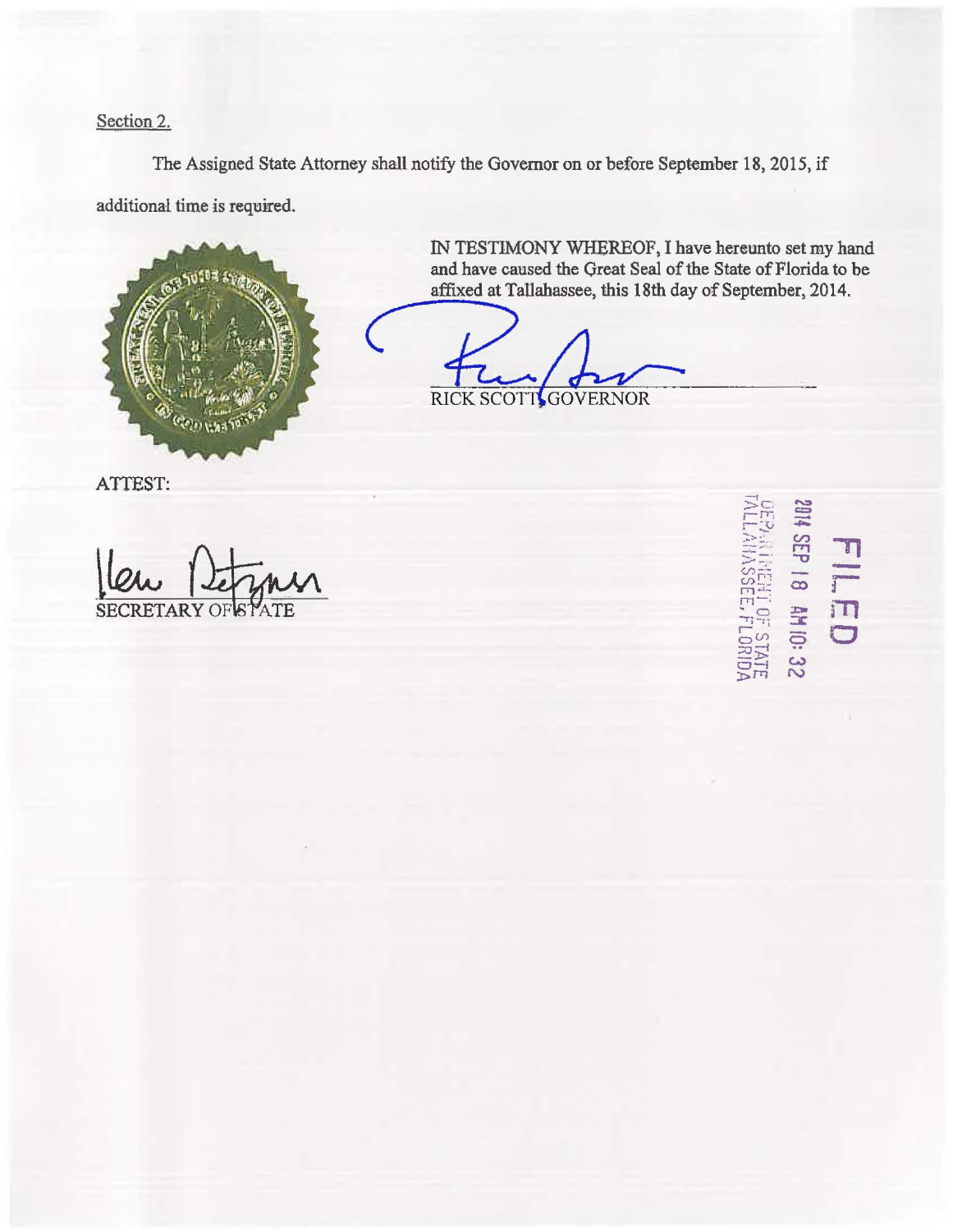Section 2.

The Assigned State Attorney shall notify the Governor on or before September 18, 2015, if additional time is required.

IN TESTIMONY WHEREOF, I have hereunto set my hand and have caused the Great Seal of the State of Florida to be affixed at Tallahassee, this 18th day of September, 2014.

RICK SCOTT, GOVERNOR

ATTEST:

SECRETARY OF STATE

FILED

2014 SEP 18 AM 10: 32

DEPARTMENT OF STATE
TALLAHASSEE, FLORIDA